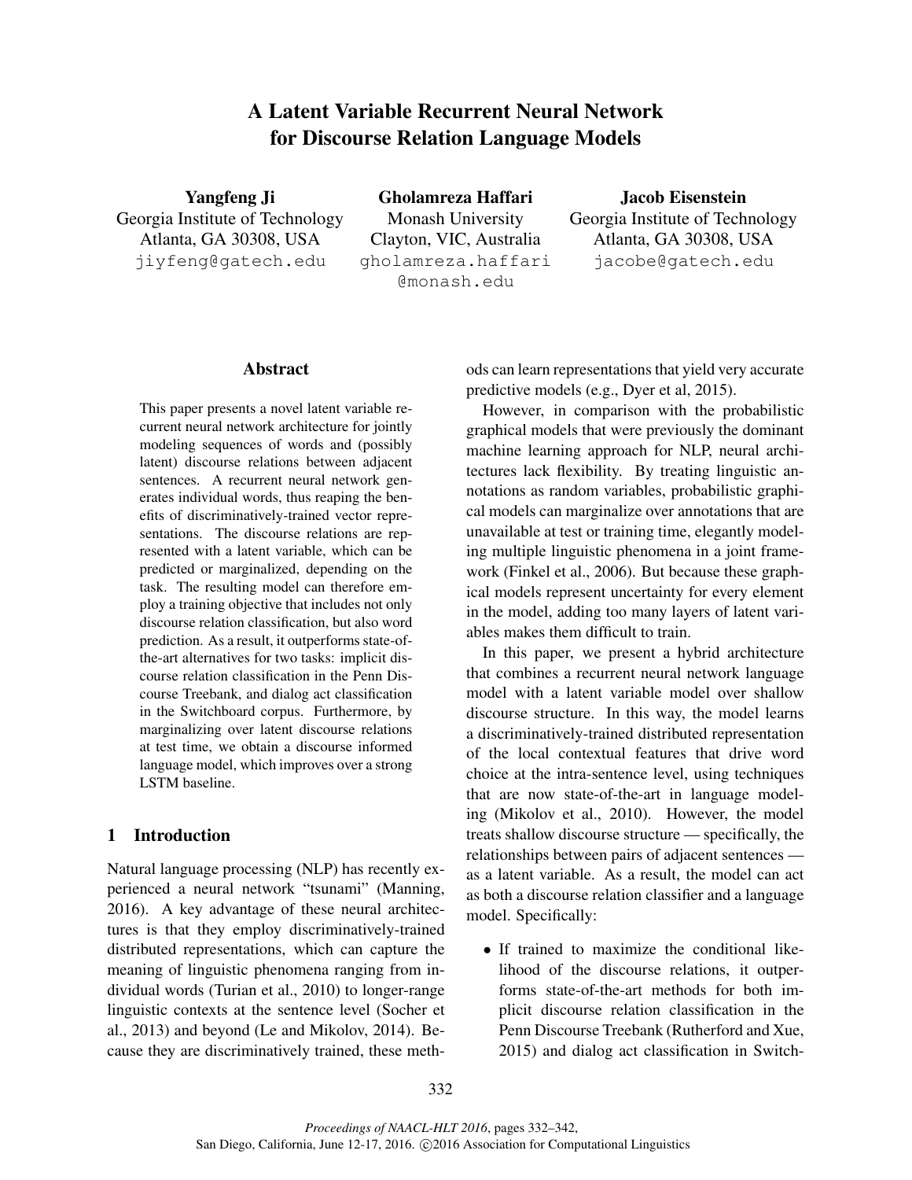# A Latent Variable Recurrent Neural Network for Discourse Relation Language Models

**Yangfeng Ji**
Georgia Institute of Technology
Atlanta, GA 30308, USA
jiyfeng@gatech.edu

**Gholamreza Haffari**
Monash University
Clayton, VIC, Australia
gholamreza.haffari@monash.edu

**Jacob Eisenstein**
Georgia Institute of Technology
Atlanta, GA 30308, USA
jacobe@gatech.edu

## Abstract

This paper presents a novel latent variable recurrent neural network architecture for jointly modeling sequences of words and (possibly latent) discourse relations between adjacent sentences. A recurrent neural network generates individual words, thus reaping the benefits of discriminatively-trained vector representations. The discourse relations are represented with a latent variable, which can be predicted or marginalized, depending on the task. The resulting model can therefore employ a training objective that includes not only discourse relation classification, but also word prediction. As a result, it outperforms state-of-the-art alternatives for two tasks: implicit discourse relation classification in the Penn Discourse Treebank, and dialog act classification in the Switchboard corpus. Furthermore, by marginalizing over latent discourse relations at test time, we obtain a discourse informed language model, which improves over a strong LSTM baseline.

## 1 Introduction

Natural language processing (NLP) has recently experienced a neural network "tsunami" (Manning, 2016). A key advantage of these neural architectures is that they employ discriminatively-trained distributed representations, which can capture the meaning of linguistic phenomena ranging from individual words (Turian et al., 2010) to longer-range linguistic contexts at the sentence level (Socher et al., 2013) and beyond (Le and Mikolov, 2014). Because they are discriminatively trained, these methods can learn representations that yield very accurate predictive models (e.g., Dyer et al, 2015).

However, in comparison with the probabilistic graphical models that were previously the dominant machine learning approach for NLP, neural architectures lack flexibility. By treating linguistic annotations as random variables, probabilistic graphical models can marginalize over annotations that are unavailable at test or training time, elegantly modeling multiple linguistic phenomena in a joint framework (Finkel et al., 2006). But because these graphical models represent uncertainty for every element in the model, adding too many layers of latent variables makes them difficult to train.

In this paper, we present a hybrid architecture that combines a recurrent neural network language model with a latent variable model over shallow discourse structure. In this way, the model learns a discriminatively-trained distributed representation of the local contextual features that drive word choice at the intra-sentence level, using techniques that are now state-of-the-art in language modeling (Mikolov et al., 2010). However, the model treats shallow discourse structure — specifically, the relationships between pairs of adjacent sentences — as a latent variable. As a result, the model can act as both a discourse relation classifier and a language model. Specifically:

- If trained to maximize the conditional likelihood of the discourse relations, it outperforms state-of-the-art methods for both implicit discourse relation classification in the Penn Discourse Treebank (Rutherford and Xue, 2015) and dialog act classification in Switch-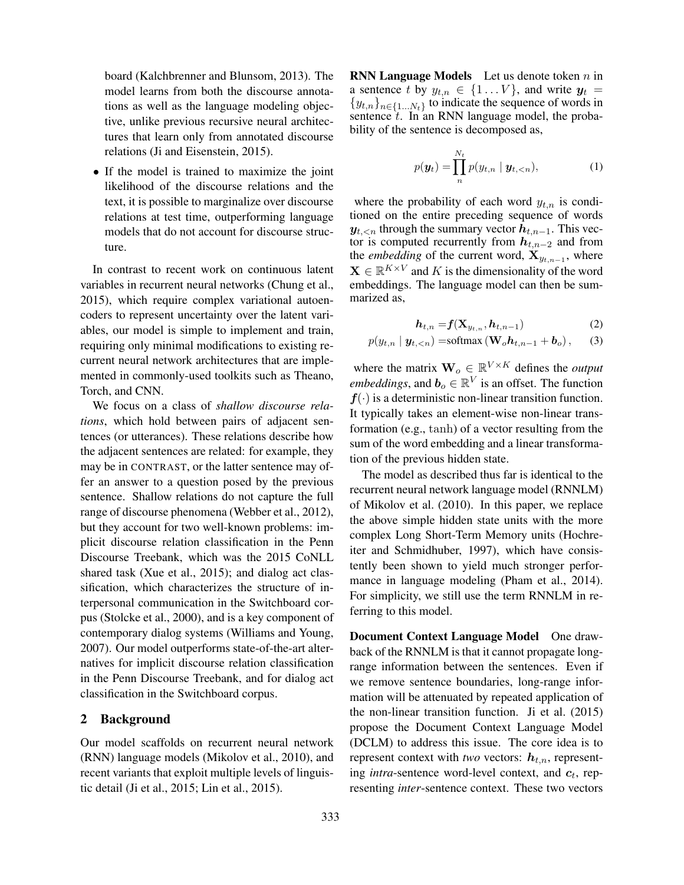board (Kalchbrenner and Blunsom, 2013). The model learns from both the discourse annotations as well as the language modeling objective, unlike previous recursive neural architectures that learn only from annotated discourse relations (Ji and Eisenstein, 2015).

- If the model is trained to maximize the joint likelihood of the discourse relations and the text, it is possible to marginalize over discourse relations at test time, outperforming language models that do not account for discourse structure.

In contrast to recent work on continuous latent variables in recurrent neural networks (Chung et al., 2015), which require complex variational autoencoders to represent uncertainty over the latent variables, our model is simple to implement and train, requiring only minimal modifications to existing recurrent neural network architectures that are implemented in commonly-used toolkits such as Theano, Torch, and CNN.

We focus on a class of *shallow discourse relations*, which hold between pairs of adjacent sentences (or utterances). These relations describe how the adjacent sentences are related: for example, they may be in CONTRAST, or the latter sentence may offer an answer to a question posed by the previous sentence. Shallow relations do not capture the full range of discourse phenomena (Webber et al., 2012), but they account for two well-known problems: implicit discourse relation classification in the Penn Discourse Treebank, which was the 2015 CoNLL shared task (Xue et al., 2015); and dialog act classification, which characterizes the structure of interpersonal communication in the Switchboard corpus (Stolcke et al., 2000), and is a key component of contemporary dialog systems (Williams and Young, 2007). Our model outperforms state-of-the-art alternatives for implicit discourse relation classification in the Penn Discourse Treebank, and for dialog act classification in the Switchboard corpus.

## 2 Background

Our model scaffolds on recurrent neural network (RNN) language models (Mikolov et al., 2010), and recent variants that exploit multiple levels of linguistic detail (Ji et al., 2015; Lin et al., 2015).

**RNN Language Models** Let us denote token $n$ in a sentence $t$ by $y_{t,n} \in \{1 \dots V\}$, and write $\boldsymbol{y}_t = \{y_{t,n}\}_{n \in \{1 \dots N_t\}}$ to indicate the sequence of words in sentence $t$. In an RNN language model, the probability of the sentence is decomposed as,

$$p(\boldsymbol{y}_t) = \prod_{n}^{N_t} p(y_{t,n} \mid \boldsymbol{y}_{t,<n}), \tag{1}$$

where the probability of each word $y_{t,n}$ is conditioned on the entire preceding sequence of words $\boldsymbol{y}_{t,<n}$ through the summary vector $\boldsymbol{h}_{t,n-1}$. This vector is computed recurrently from $\boldsymbol{h}_{t,n-2}$ and from the *embedding* of the current word, $\mathbf{X}_{y_{t,n-1}}$, where $\mathbf{X} \in \mathbb{R}^{K \times V}$ and $K$ is the dimensionality of the word embeddings. The language model can then be summarized as,

$$\boldsymbol{h}_{t,n} = \boldsymbol{f}(\mathbf{X}_{y_{t,n}}, \boldsymbol{h}_{t,n-1}) \tag{2}$$

$$p(y_{t,n} \mid \boldsymbol{y}_{t,<n}) = \text{softmax}\left(\mathbf{W}_o \boldsymbol{h}_{t,n-1} + \boldsymbol{b}_o\right), \tag{3}$$

where the matrix $\mathbf{W}_o \in \mathbb{R}^{V \times K}$ defines the *output embeddings*, and $\boldsymbol{b}_o \in \mathbb{R}^V$ is an offset. The function $\boldsymbol{f}(\cdot)$ is a deterministic non-linear transition function. It typically takes an element-wise non-linear transformation (e.g., $\tanh$) of a vector resulting from the sum of the word embedding and a linear transformation of the previous hidden state.

The model as described thus far is identical to the recurrent neural network language model (RNNLM) of Mikolov et al. (2010). In this paper, we replace the above simple hidden state units with the more complex Long Short-Term Memory units (Hochreiter and Schmidhuber, 1997), which have consistently been shown to yield much stronger performance in language modeling (Pham et al., 2014). For simplicity, we still use the term RNNLM in referring to this model.

**Document Context Language Model** One drawback of the RNNLM is that it cannot propagate long-range information between the sentences. Even if we remove sentence boundaries, long-range information will be attenuated by repeated application of the non-linear transition function. Ji et al. (2015) propose the Document Context Language Model (DCLM) to address this issue. The core idea is to represent context with *two* vectors: $\boldsymbol{h}_{t,n}$, representing *intra*-sentence word-level context, and $\boldsymbol{c}_t$, representing *inter*-sentence context. These two vectors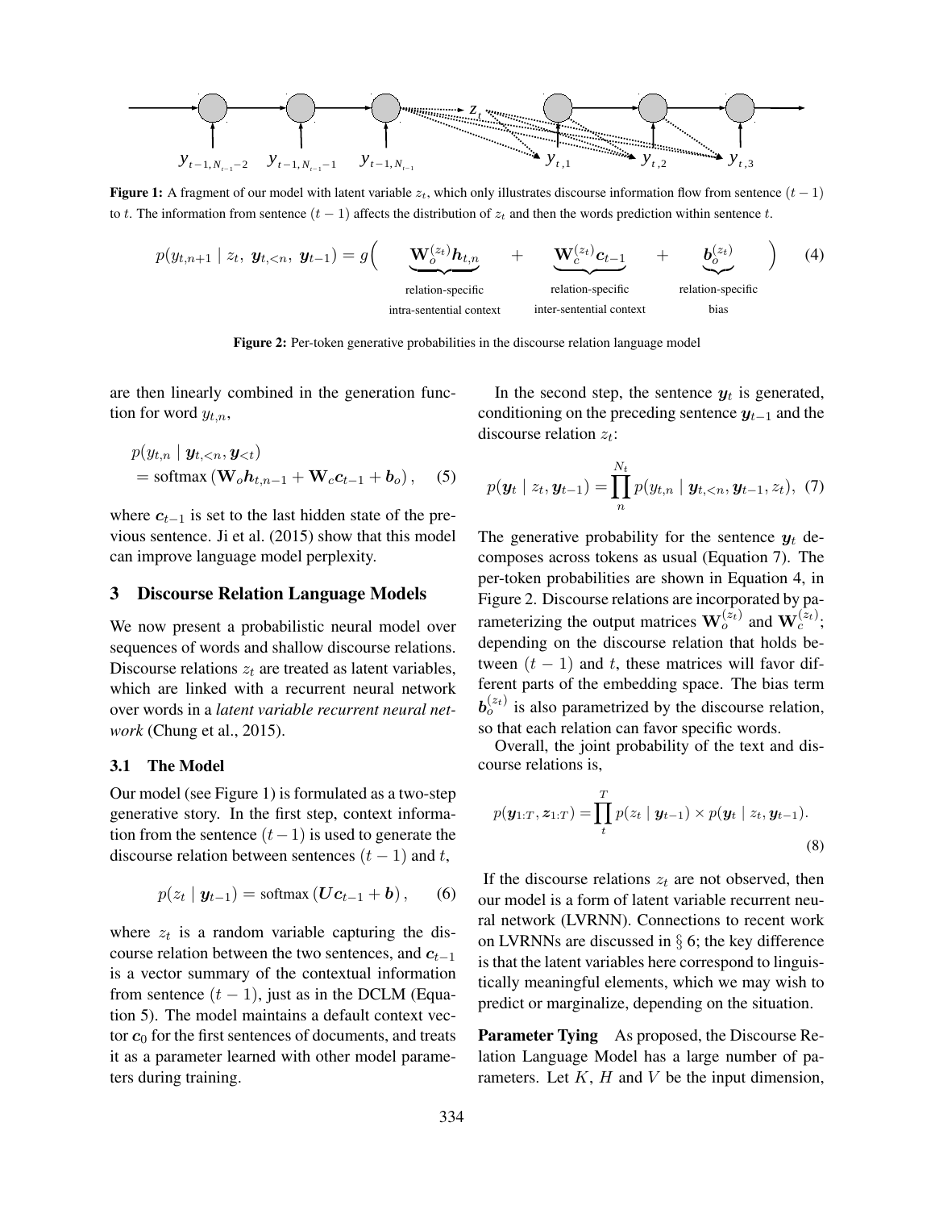**Figure 1:** A fragment of our model with latent variable $z_t$, which only illustrates discourse information flow from sentence $(t-1)$ to $t$. The information from sentence $(t-1)$ affects the distribution of $z_t$ and then the words prediction within sentence $t$.

$$p(y_{t,n+1} \mid z_t,\ \boldsymbol{y}_{t,<n},\ \boldsymbol{y}_{t-1}) = g\Big( \underbrace{\mathbf{W}_o^{(z_t)} \boldsymbol{h}_{t,n}}_{\substack{\text{relation-specific} \\ \text{intra-sentential context}}} + \underbrace{\mathbf{W}_c^{(z_t)} \boldsymbol{c}_{t-1}}_{\substack{\text{relation-specific} \\ \text{inter-sentential context}}} + \underbrace{\boldsymbol{b}_o^{(z_t)}}_{\substack{\text{relation-specific} \\ \text{bias}}} \Big) \quad (4)$$

**Figure 2:** Per-token generative probabilities in the discourse relation language model

are then linearly combined in the generation function for word $y_{t,n}$,

$$\begin{aligned} & p(y_{t,n} \mid \boldsymbol{y}_{t,<n}, \boldsymbol{y}_{<t}) \\ & = \text{softmax}\left(\mathbf{W}_o \boldsymbol{h}_{t,n-1} + \mathbf{W}_c \boldsymbol{c}_{t-1} + \boldsymbol{b}_o\right), \end{aligned} \quad (5)$$

where $\boldsymbol{c}_{t-1}$ is set to the last hidden state of the previous sentence. Ji et al. (2015) show that this model can improve language model perplexity.

## 3 Discourse Relation Language Models

We now present a probabilistic neural model over sequences of words and shallow discourse relations. Discourse relations $z_t$ are treated as latent variables, which are linked with a recurrent neural network over words in a *latent variable recurrent neural network* (Chung et al., 2015).

### 3.1 The Model

Our model (see Figure 1) is formulated as a two-step generative story. In the first step, context information from the sentence $(t-1)$ is used to generate the discourse relation between sentences $(t-1)$ and $t$,

$$p(z_t \mid \boldsymbol{y}_{t-1}) = \text{softmax}\left(\boldsymbol{U} \boldsymbol{c}_{t-1} + \boldsymbol{b}\right), \quad (6)$$

where $z_t$ is a random variable capturing the discourse relation between the two sentences, and $\boldsymbol{c}_{t-1}$ is a vector summary of the contextual information from sentence $(t-1)$, just as in the DCLM (Equation 5). The model maintains a default context vector $\boldsymbol{c}_0$ for the first sentences of documents, and treats it as a parameter learned with other model parameters during training.

In the second step, the sentence $\boldsymbol{y}_t$ is generated, conditioning on the preceding sentence $\boldsymbol{y}_{t-1}$ and the discourse relation $z_t$:

$$p(\boldsymbol{y}_t \mid z_t, \boldsymbol{y}_{t-1}) = \prod_{n}^{N_t} p(y_{t,n} \mid \boldsymbol{y}_{t,<n}, \boldsymbol{y}_{t-1}, z_t), \quad (7)$$

The generative probability for the sentence $\boldsymbol{y}_t$ decomposes across tokens as usual (Equation 7). The per-token probabilities are shown in Equation 4, in Figure 2. Discourse relations are incorporated by parameterizing the output matrices $\mathbf{W}_o^{(z_t)}$ and $\mathbf{W}_c^{(z_t)}$; depending on the discourse relation that holds between $(t-1)$ and $t$, these matrices will favor different parts of the embedding space. The bias term $\boldsymbol{b}_o^{(z_t)}$ is also parametrized by the discourse relation, so that each relation can favor specific words.

Overall, the joint probability of the text and discourse relations is,

$$p(\boldsymbol{y}_{1:T}, \boldsymbol{z}_{1:T}) = \prod_{t}^{T} p(z_t \mid \boldsymbol{y}_{t-1}) \times p(\boldsymbol{y}_t \mid z_t, \boldsymbol{y}_{t-1}). \quad (8)$$

If the discourse relations $z_t$ are not observed, then our model is a form of latent variable recurrent neural network (LVRNN). Connections to recent work on LVRNNs are discussed in § 6; the key difference is that the latent variables here correspond to linguistically meaningful elements, which we may wish to predict or marginalize, depending on the situation.

**Parameter Tying** As proposed, the Discourse Relation Language Model has a large number of parameters. Let $K$, $H$ and $V$ be the input dimension,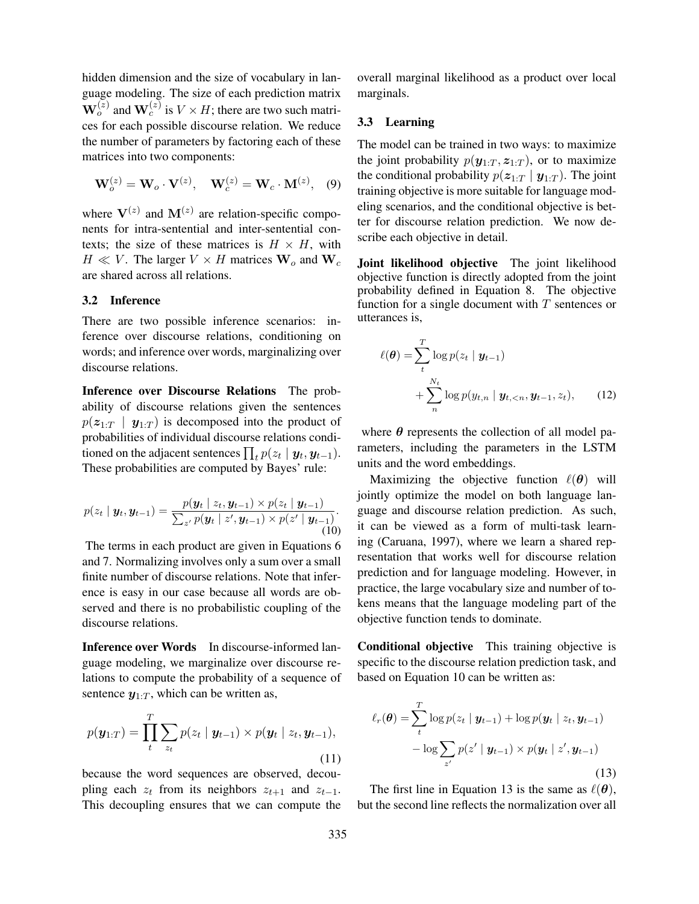hidden dimension and the size of vocabulary in language modeling. The size of each prediction matrix $\mathbf{W}_o^{(z)}$ and $\mathbf{W}_c^{(z)}$ is $V \times H$; there are two such matrices for each possible discourse relation. We reduce the number of parameters by factoring each of these matrices into two components:

$$\mathbf{W}_o^{(z)} = \mathbf{W}_o \cdot \mathbf{V}^{(z)}, \quad \mathbf{W}_c^{(z)} = \mathbf{W}_c \cdot \mathbf{M}^{(z)}, \quad (9)$$

where $\mathbf{V}^{(z)}$ and $\mathbf{M}^{(z)}$ are relation-specific components for intra-sentential and inter-sentential contexts; the size of these matrices is $H \times H$, with $H \ll V$. The larger $V \times H$ matrices $\mathbf{W}_o$ and $\mathbf{W}_c$ are shared across all relations.

### 3.2 Inference

There are two possible inference scenarios: inference over discourse relations, conditioning on words; and inference over words, marginalizing over discourse relations.

**Inference over Discourse Relations** The probability of discourse relations given the sentences $p(\boldsymbol{z}_{1:T} \mid \boldsymbol{y}_{1:T})$ is decomposed into the product of probabilities of individual discourse relations conditioned on the adjacent sentences $\prod_t p(z_t \mid \boldsymbol{y}_t, \boldsymbol{y}_{t-1})$. These probabilities are computed by Bayes' rule:

$$p(z_t \mid \boldsymbol{y}_t, \boldsymbol{y}_{t-1}) = \frac{p(\boldsymbol{y}_t \mid z_t, \boldsymbol{y}_{t-1}) \times p(z_t \mid \boldsymbol{y}_{t-1})}{\sum_{z'} p(\boldsymbol{y}_t \mid z', \boldsymbol{y}_{t-1}) \times p(z' \mid \boldsymbol{y}_{t-1})}. \quad (10)$$

The terms in each product are given in Equations 6 and 7. Normalizing involves only a sum over a small finite number of discourse relations. Note that inference is easy in our case because all words are observed and there is no probabilistic coupling of the discourse relations.

**Inference over Words** In discourse-informed language modeling, we marginalize over discourse relations to compute the probability of a sequence of sentence $\boldsymbol{y}_{1:T}$, which can be written as,

$$p(\boldsymbol{y}_{1:T}) = \prod_t^T \sum_{z_t} p(z_t \mid \boldsymbol{y}_{t-1}) \times p(\boldsymbol{y}_t \mid z_t, \boldsymbol{y}_{t-1}), \quad (11)$$

because the word sequences are observed, decoupling each $z_t$ from its neighbors $z_{t+1}$ and $z_{t-1}$. This decoupling ensures that we can compute the overall marginal likelihood as a product over local marginals.

### 3.3 Learning

The model can be trained in two ways: to maximize the joint probability $p(\boldsymbol{y}_{1:T}, \boldsymbol{z}_{1:T})$, or to maximize the conditional probability $p(\boldsymbol{z}_{1:T} \mid \boldsymbol{y}_{1:T})$. The joint training objective is more suitable for language modeling scenarios, and the conditional objective is better for discourse relation prediction. We now describe each objective in detail.

**Joint likelihood objective** The joint likelihood objective function is directly adopted from the joint probability defined in Equation 8. The objective function for a single document with $T$ sentences or utterances is,

$$\ell(\boldsymbol{\theta}) = \sum_t^T \log p(z_t \mid \boldsymbol{y}_{t-1}) + \sum_n^{N_t} \log p(y_{t,n} \mid \boldsymbol{y}_{t,<n}, \boldsymbol{y}_{t-1}, z_t), \quad (12)$$

where $\boldsymbol{\theta}$ represents the collection of all model parameters, including the parameters in the LSTM units and the word embeddings.

Maximizing the objective function $\ell(\boldsymbol{\theta})$ will jointly optimize the model on both language language and discourse relation prediction. As such, it can be viewed as a form of multi-task learning (Caruana, 1997), where we learn a shared representation that works well for discourse relation prediction and for language modeling. However, in practice, the large vocabulary size and number of tokens means that the language modeling part of the objective function tends to dominate.

**Conditional objective** This training objective is specific to the discourse relation prediction task, and based on Equation 10 can be written as:

$$\ell_r(\boldsymbol{\theta}) = \sum_t^T \log p(z_t \mid \boldsymbol{y}_{t-1}) + \log p(\boldsymbol{y}_t \mid z_t, \boldsymbol{y}_{t-1}) - \log \sum_{z'} p(z' \mid \boldsymbol{y}_{t-1}) \times p(\boldsymbol{y}_t \mid z', \boldsymbol{y}_{t-1}) \quad (13)$$

The first line in Equation 13 is the same as $\ell(\boldsymbol{\theta})$, but the second line reflects the normalization over all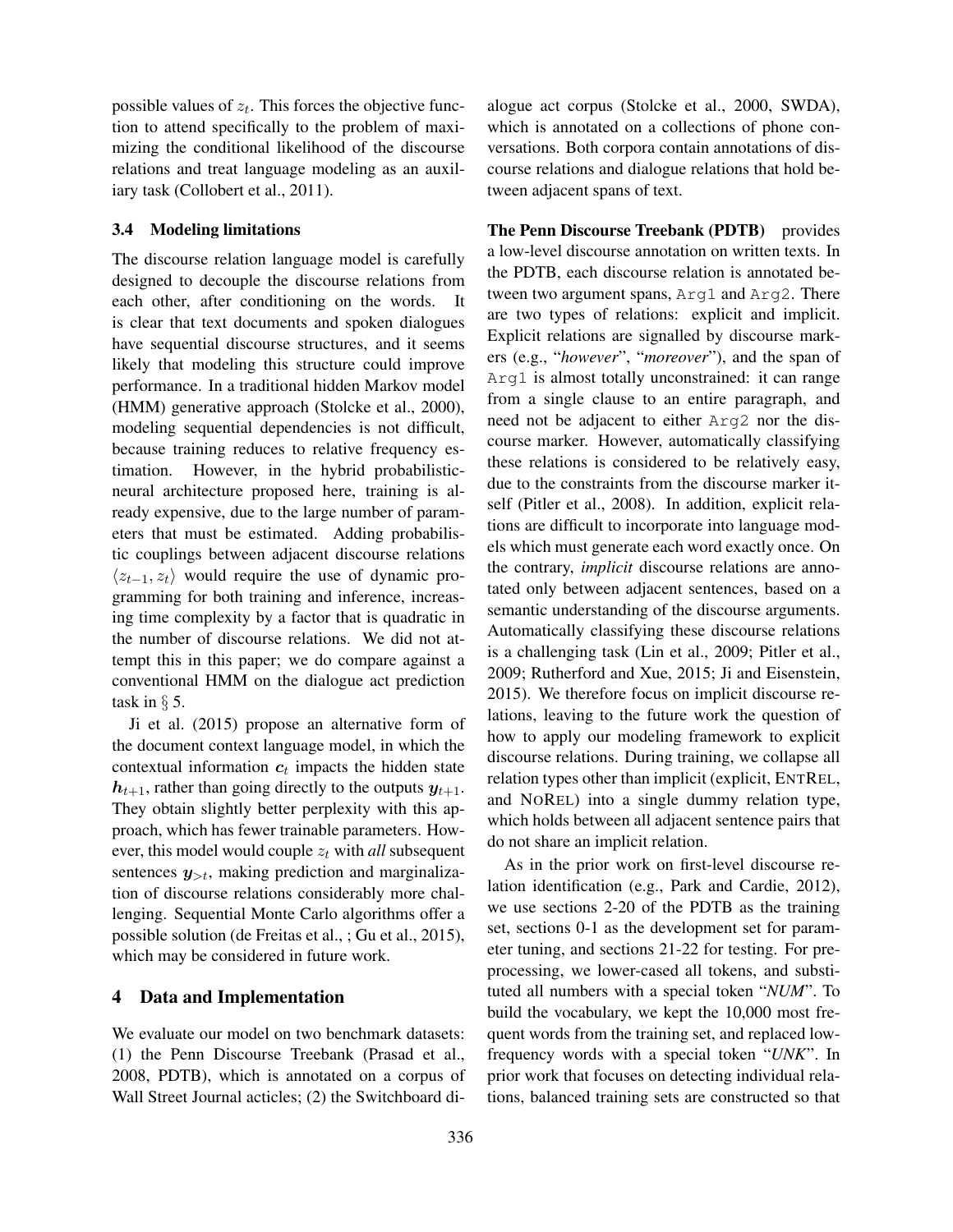possible values of $z_t$. This forces the objective function to attend specifically to the problem of maximizing the conditional likelihood of the discourse relations and treat language modeling as an auxiliary task (Collobert et al., 2011).

### 3.4 Modeling limitations

The discourse relation language model is carefully designed to decouple the discourse relations from each other, after conditioning on the words. It is clear that text documents and spoken dialogues have sequential discourse structures, and it seems likely that modeling this structure could improve performance. In a traditional hidden Markov model (HMM) generative approach (Stolcke et al., 2000), modeling sequential dependencies is not difficult, because training reduces to relative frequency estimation. However, in the hybrid probabilistic-neural architecture proposed here, training is already expensive, due to the large number of parameters that must be estimated. Adding probabilistic couplings between adjacent discourse relations $\langle z_{t-1}, z_t \rangle$ would require the use of dynamic programming for both training and inference, increasing time complexity by a factor that is quadratic in the number of discourse relations. We did not attempt this in this paper; we do compare against a conventional HMM on the dialogue act prediction task in § 5.

Ji et al. (2015) propose an alternative form of the document context language model, in which the contextual information $\boldsymbol{c}_t$ impacts the hidden state $\boldsymbol{h}_{t+1}$, rather than going directly to the outputs $\boldsymbol{y}_{t+1}$. They obtain slightly better perplexity with this approach, which has fewer trainable parameters. However, this model would couple $z_t$ with *all* subsequent sentences $\boldsymbol{y}_{>t}$, making prediction and marginalization of discourse relations considerably more challenging. Sequential Monte Carlo algorithms offer a possible solution (de Freitas et al., ; Gu et al., 2015), which may be considered in future work.

## 4 Data and Implementation

We evaluate our model on two benchmark datasets: (1) the Penn Discourse Treebank (Prasad et al., 2008, PDTB), which is annotated on a corpus of Wall Street Journal acticles; (2) the Switchboard dialogue act corpus (Stolcke et al., 2000, SWDA), which is annotated on a collections of phone conversations. Both corpora contain annotations of discourse relations and dialogue relations that hold between adjacent spans of text.

**The Penn Discourse Treebank (PDTB)** provides a low-level discourse annotation on written texts. In the PDTB, each discourse relation is annotated between two argument spans, `Arg1` and `Arg2`. There are two types of relations: explicit and implicit. Explicit relations are signalled by discourse markers (e.g., "*however*", "*moreover*"), and the span of `Arg1` is almost totally unconstrained: it can range from a single clause to an entire paragraph, and need not be adjacent to either `Arg2` nor the discourse marker. However, automatically classifying these relations is considered to be relatively easy, due to the constraints from the discourse marker itself (Pitler et al., 2008). In addition, explicit relations are difficult to incorporate into language models which must generate each word exactly once. On the contrary, *implicit* discourse relations are annotated only between adjacent sentences, based on a semantic understanding of the discourse arguments. Automatically classifying these discourse relations is a challenging task (Lin et al., 2009; Pitler et al., 2009; Rutherford and Xue, 2015; Ji and Eisenstein, 2015). We therefore focus on implicit discourse relations, leaving to the future work the question of how to apply our modeling framework to explicit discourse relations. During training, we collapse all relation types other than implicit (explicit, ENTREL, and NOREL) into a single dummy relation type, which holds between all adjacent sentence pairs that do not share an implicit relation.

As in the prior work on first-level discourse relation identification (e.g., Park and Cardie, 2012), we use sections 2-20 of the PDTB as the training set, sections 0-1 as the development set for parameter tuning, and sections 21-22 for testing. For preprocessing, we lower-cased all tokens, and substituted all numbers with a special token "*NUM*". To build the vocabulary, we kept the 10,000 most frequent words from the training set, and replaced low-frequency words with a special token "*UNK*". In prior work that focuses on detecting individual relations, balanced training sets are constructed so that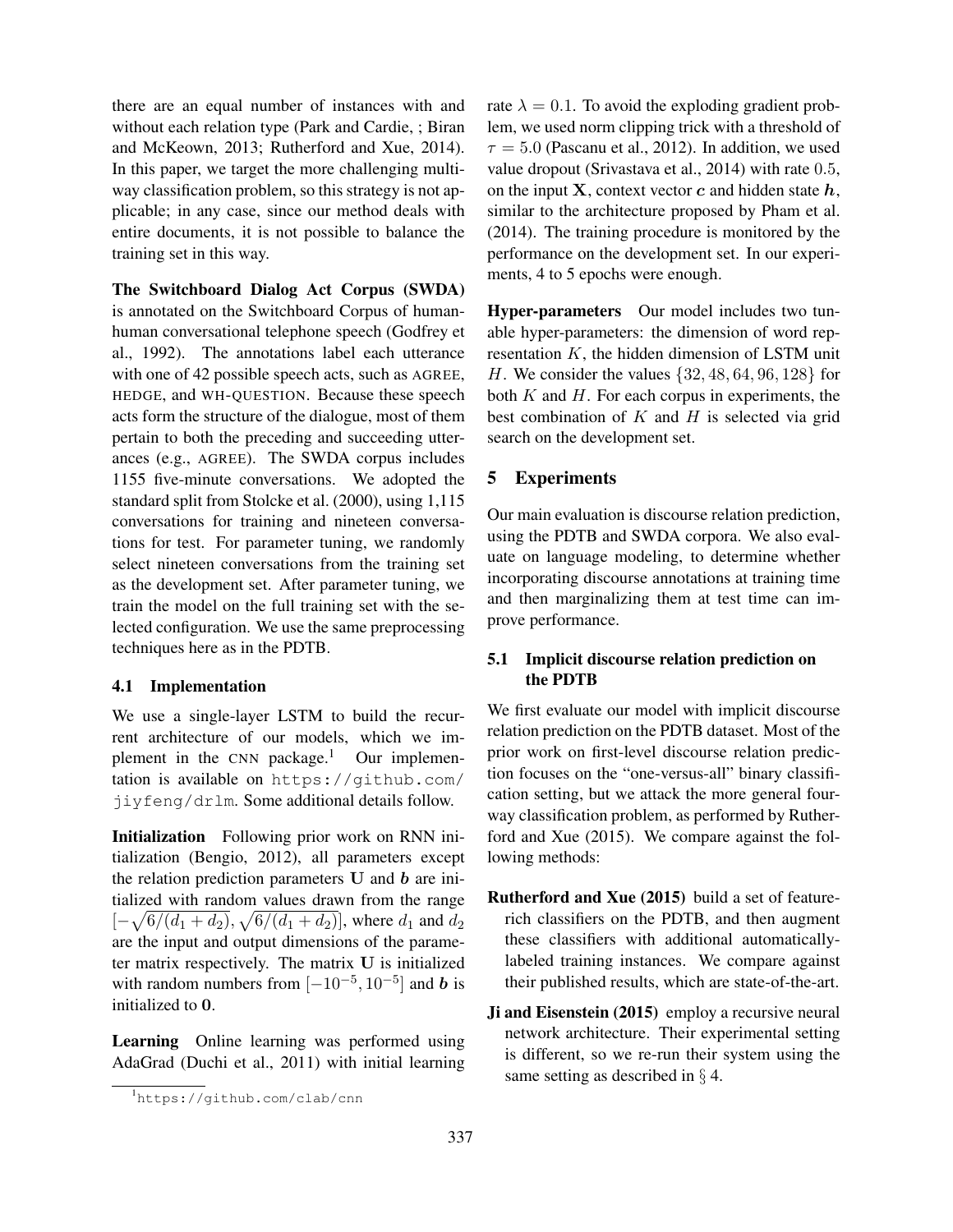there are an equal number of instances with and without each relation type (Park and Cardie, ; Biran and McKeown, 2013; Rutherford and Xue, 2014). In this paper, we target the more challenging multi-way classification problem, so this strategy is not applicable; in any case, since our method deals with entire documents, it is not possible to balance the training set in this way.

**The Switchboard Dialog Act Corpus (SWDA)** is annotated on the Switchboard Corpus of human-human conversational telephone speech (Godfrey et al., 1992). The annotations label each utterance with one of 42 possible speech acts, such as AGREE, HEDGE, and WH-QUESTION. Because these speech acts form the structure of the dialogue, most of them pertain to both the preceding and succeeding utterances (e.g., AGREE). The SWDA corpus includes 1155 five-minute conversations. We adopted the standard split from Stolcke et al. (2000), using 1,115 conversations for training and nineteen conversations for test. For parameter tuning, we randomly select nineteen conversations from the training set as the development set. After parameter tuning, we train the model on the full training set with the selected configuration. We use the same preprocessing techniques here as in the PDTB.

### 4.1 Implementation

We use a single-layer LSTM to build the recurrent architecture of our models, which we implement in the CNN package.[1] Our implementation is available on `https://github.com/jiyfeng/drlm`. Some additional details follow.

**Initialization** Following prior work on RNN initialization (Bengio, 2012), all parameters except the relation prediction parameters $\mathbf{U}$ and $\boldsymbol{b}$ are initialized with random values drawn from the range $[-\sqrt{6/(d_1+d_2)}, \sqrt{6/(d_1+d_2)}]$, where $d_1$ and $d_2$ are the input and output dimensions of the parameter matrix respectively. The matrix $\mathbf{U}$ is initialized with random numbers from $[-10^{-5}, 10^{-5}]$ and $\boldsymbol{b}$ is initialized to $\mathbf{0}$.

**Learning** Online learning was performed using AdaGrad (Duchi et al., 2011) with initial learning rate $\lambda = 0.1$. To avoid the exploding gradient problem, we used norm clipping trick with a threshold of $\tau = 5.0$ (Pascanu et al., 2012). In addition, we used value dropout (Srivastava et al., 2014) with rate $0.5$, on the input $\mathbf{X}$, context vector $\boldsymbol{c}$ and hidden state $\boldsymbol{h}$, similar to the architecture proposed by Pham et al. (2014). The training procedure is monitored by the performance on the development set. In our experiments, 4 to 5 epochs were enough.

**Hyper-parameters** Our model includes two tunable hyper-parameters: the dimension of word representation $K$, the hidden dimension of LSTM unit $H$. We consider the values $\{32, 48, 64, 96, 128\}$ for both $K$ and $H$. For each corpus in experiments, the best combination of $K$ and $H$ is selected via grid search on the development set.

## 5 Experiments

Our main evaluation is discourse relation prediction, using the PDTB and SWDA corpora. We also evaluate on language modeling, to determine whether incorporating discourse annotations at training time and then marginalizing them at test time can improve performance.

### 5.1 Implicit discourse relation prediction on the PDTB

We first evaluate our model with implicit discourse relation prediction on the PDTB dataset. Most of the prior work on first-level discourse relation prediction focuses on the "one-versus-all" binary classification setting, but we attack the more general four-way classification problem, as performed by Rutherford and Xue (2015). We compare against the following methods:

- **Rutherford and Xue (2015)** build a set of feature-rich classifiers on the PDTB, and then augment these classifiers with additional automatically-labeled training instances. We compare against their published results, which are state-of-the-art.
- **Ji and Eisenstein (2015)** employ a recursive neural network architecture. Their experimental setting is different, so we re-run their system using the same setting as described in § 4.

[1] `https://github.com/clab/cnn`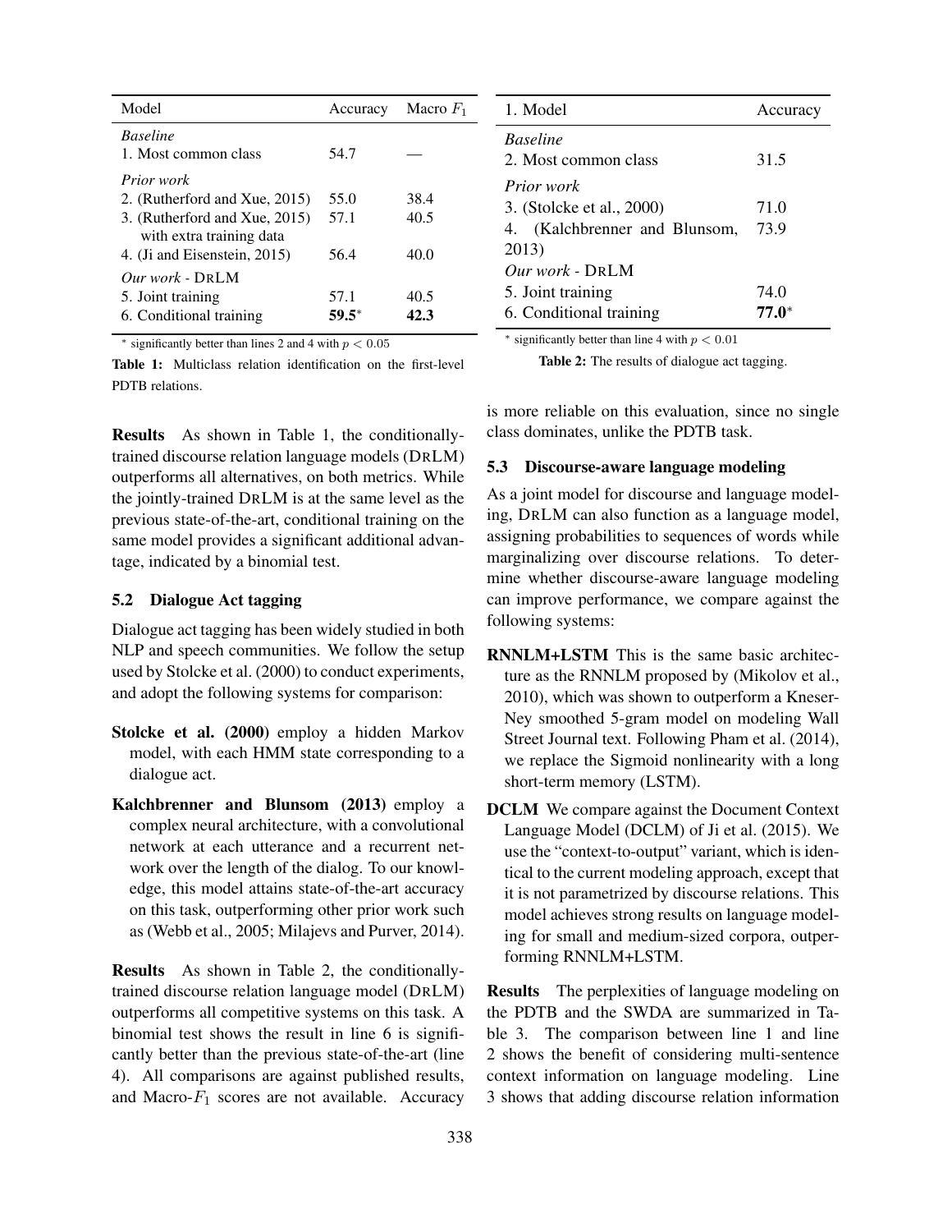| Model | Accuracy | Macro $F_1$ |
|---|---|---|
| *Baseline* | | |
| 1. Most common class | 54.7 | — |
| *Prior work* | | |
| 2. (Rutherford and Xue, 2015) | 55.0 | 38.4 |
| 3. (Rutherford and Xue, 2015) with extra training data | 57.1 | 40.5 |
| 4. (Ji and Eisenstein, 2015) | 56.4 | 40.0 |
| *Our work* - DrLM | | |
| 5. Joint training | 57.1 | 40.5 |
| 6. Conditional training | **59.5**$^*$ | **42.3** |

$^*$ significantly better than lines 2 and 4 with $p < 0.05$

**Table 1:** Multiclass relation identification on the first-level PDTB relations.

**Results** As shown in Table 1, the conditionally-trained discourse relation language models (DrLM) outperforms all alternatives, on both metrics. While the jointly-trained DrLM is at the same level as the previous state-of-the-art, conditional training on the same model provides a significant additional advantage, indicated by a binomial test.

### 5.2 Dialogue Act tagging

Dialogue act tagging has been widely studied in both NLP and speech communities. We follow the setup used by Stolcke et al. (2000) to conduct experiments, and adopt the following systems for comparison:

**Stolcke et al. (2000)** employ a hidden Markov model, with each HMM state corresponding to a dialogue act.

**Kalchbrenner and Blunsom (2013)** employ a complex neural architecture, with a convolutional network at each utterance and a recurrent network over the length of the dialog. To our knowledge, this model attains state-of-the-art accuracy on this task, outperforming other prior work such as (Webb et al., 2005; Milajevs and Purver, 2014).

**Results** As shown in Table 2, the conditionally-trained discourse relation language model (DrLM) outperforms all competitive systems on this task. A binomial test shows the result in line 6 is significantly better than the previous state-of-the-art (line 4). All comparisons are against published results, and Macro-$F_1$ scores are not available. Accuracy is more reliable on this evaluation, since no single class dominates, unlike the PDTB task.

| 1. Model | Accuracy |
|---|---|
| *Baseline* | |
| 2. Most common class | 31.5 |
| *Prior work* | |
| 3. (Stolcke et al., 2000) | 71.0 |
| 4. (Kalchbrenner and Blunsom, 2013) | 73.9 |
| *Our work* - DrLM | |
| 5. Joint training | 74.0 |
| 6. Conditional training | **77.0**$^*$ |

$^*$ significantly better than line 4 with $p < 0.01$

**Table 2:** The results of dialogue act tagging.

### 5.3 Discourse-aware language modeling

As a joint model for discourse and language modeling, DrLM can also function as a language model, assigning probabilities to sequences of words while marginalizing over discourse relations. To determine whether discourse-aware language modeling can improve performance, we compare against the following systems:

**RNNLM+LSTM** This is the same basic architecture as the RNNLM proposed by (Mikolov et al., 2010), which was shown to outperform a Kneser-Ney smoothed 5-gram model on modeling Wall Street Journal text. Following Pham et al. (2014), we replace the Sigmoid nonlinearity with a long short-term memory (LSTM).

**DCLM** We compare against the Document Context Language Model (DCLM) of Ji et al. (2015). We use the "context-to-output" variant, which is identical to the current modeling approach, except that it is not parametrized by discourse relations. This model achieves strong results on language modeling for small and medium-sized corpora, outperforming RNNLM+LSTM.

**Results** The perplexities of language modeling on the PDTB and the SWDA are summarized in Table 3. The comparison between line 1 and line 2 shows the benefit of considering multi-sentence context information on language modeling. Line 3 shows that adding discourse relation information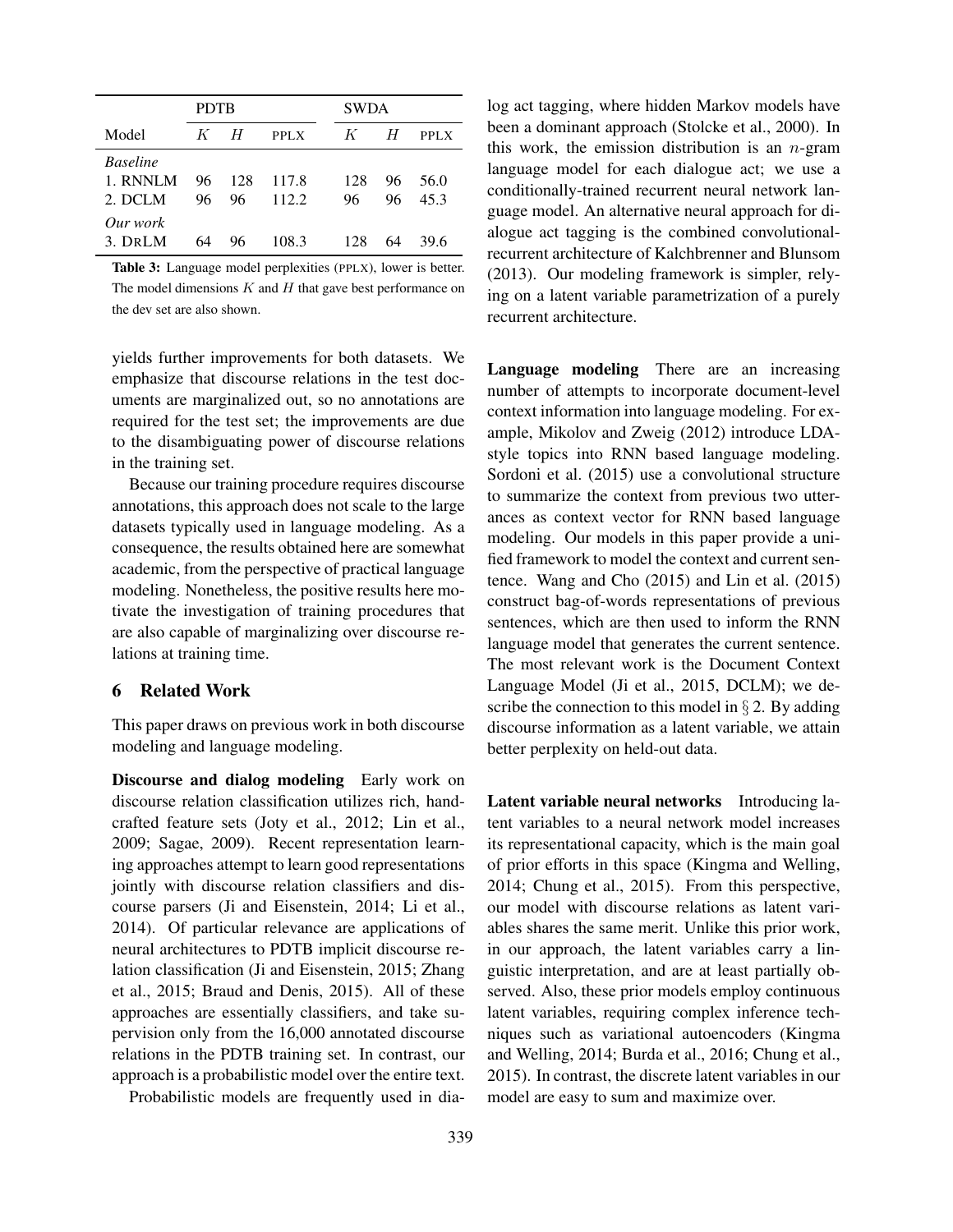| Model | PDTB $K$ | PDTB $H$ | PDTB PPLX | SWDA $K$ | SWDA $H$ | SWDA PPLX |
|---|---|---|---|---|---|---|
| *Baseline* | | | | | | |
| 1. RNNLM | 96 | 128 | 117.8 | 128 | 96 | 56.0 |
| 2. DCLM | 96 | 96 | 112.2 | 96 | 96 | 45.3 |
| *Our work* | | | | | | |
| 3. DrLM | 64 | 96 | 108.3 | 128 | 64 | 39.6 |

**Table 3:** Language model perplexities (PPLX), lower is better. The model dimensions $K$ and $H$ that gave best performance on the dev set are also shown.

yields further improvements for both datasets. We emphasize that discourse relations in the test documents are marginalized out, so no annotations are required for the test set; the improvements are due to the disambiguating power of discourse relations in the training set.

Because our training procedure requires discourse annotations, this approach does not scale to the large datasets typically used in language modeling. As a consequence, the results obtained here are somewhat academic, from the perspective of practical language modeling. Nonetheless, the positive results here motivate the investigation of training procedures that are also capable of marginalizing over discourse relations at training time.

## 6 Related Work

This paper draws on previous work in both discourse modeling and language modeling.

**Discourse and dialog modeling** Early work on discourse relation classification utilizes rich, handcrafted feature sets (Joty et al., 2012; Lin et al., 2009; Sagae, 2009). Recent representation learning approaches attempt to learn good representations jointly with discourse relation classifiers and discourse parsers (Ji and Eisenstein, 2014; Li et al., 2014). Of particular relevance are applications of neural architectures to PDTB implicit discourse relation classification (Ji and Eisenstein, 2015; Zhang et al., 2015; Braud and Denis, 2015). All of these approaches are essentially classifiers, and take supervision only from the 16,000 annotated discourse relations in the PDTB training set. In contrast, our approach is a probabilistic model over the entire text.

Probabilistic models are frequently used in dialog act tagging, where hidden Markov models have been a dominant approach (Stolcke et al., 2000). In this work, the emission distribution is an $n$-gram language model for each dialogue act; we use a conditionally-trained recurrent neural network language model. An alternative neural approach for dialogue act tagging is the combined convolutional-recurrent architecture of Kalchbrenner and Blunsom (2013). Our modeling framework is simpler, relying on a latent variable parametrization of a purely recurrent architecture.

**Language modeling** There are an increasing number of attempts to incorporate document-level context information into language modeling. For example, Mikolov and Zweig (2012) introduce LDA-style topics into RNN based language modeling. Sordoni et al. (2015) use a convolutional structure to summarize the context from previous two utterances as context vector for RNN based language modeling. Our models in this paper provide a unified framework to model the context and current sentence. Wang and Cho (2015) and Lin et al. (2015) construct bag-of-words representations of previous sentences, which are then used to inform the RNN language model that generates the current sentence. The most relevant work is the Document Context Language Model (Ji et al., 2015, DCLM); we describe the connection to this model in § 2. By adding discourse information as a latent variable, we attain better perplexity on held-out data.

**Latent variable neural networks** Introducing latent variables to a neural network model increases its representational capacity, which is the main goal of prior efforts in this space (Kingma and Welling, 2014; Chung et al., 2015). From this perspective, our model with discourse relations as latent variables shares the same merit. Unlike this prior work, in our approach, the latent variables carry a linguistic interpretation, and are at least partially observed. Also, these prior models employ continuous latent variables, requiring complex inference techniques such as variational autoencoders (Kingma and Welling, 2014; Burda et al., 2016; Chung et al., 2015). In contrast, the discrete latent variables in our model are easy to sum and maximize over.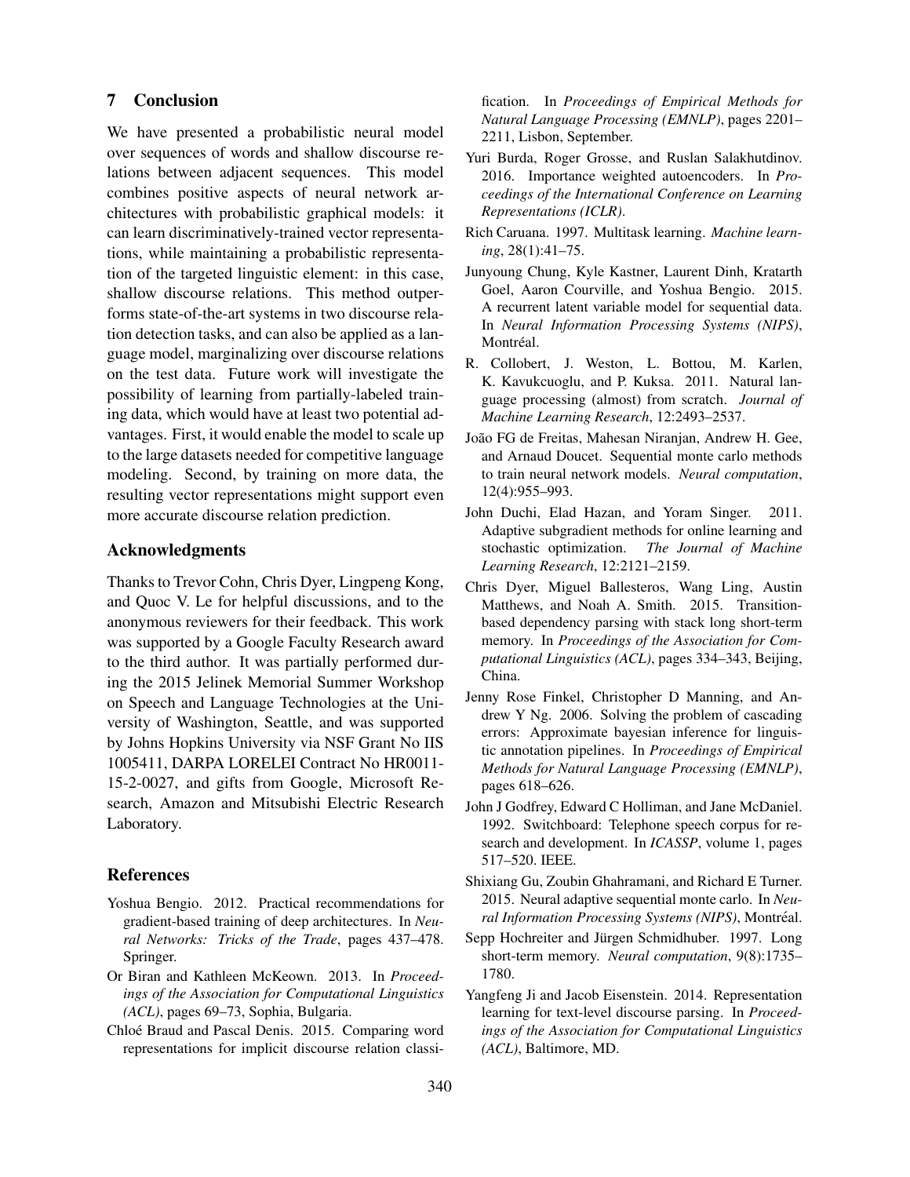## 7 Conclusion

We have presented a probabilistic neural model over sequences of words and shallow discourse relations between adjacent sequences. This model combines positive aspects of neural network architectures with probabilistic graphical models: it can learn discriminatively-trained vector representations, while maintaining a probabilistic representation of the targeted linguistic element: in this case, shallow discourse relations. This method outperforms state-of-the-art systems in two discourse relation detection tasks, and can also be applied as a language model, marginalizing over discourse relations on the test data. Future work will investigate the possibility of learning from partially-labeled training data, which would have at least two potential advantages. First, it would enable the model to scale up to the large datasets needed for competitive language modeling. Second, by training on more data, the resulting vector representations might support even more accurate discourse relation prediction.

## Acknowledgments

Thanks to Trevor Cohn, Chris Dyer, Lingpeng Kong, and Quoc V. Le for helpful discussions, and to the anonymous reviewers for their feedback. This work was supported by a Google Faculty Research award to the third author. It was partially performed during the 2015 Jelinek Memorial Summer Workshop on Speech and Language Technologies at the University of Washington, Seattle, and was supported by Johns Hopkins University via NSF Grant No IIS 1005411, DARPA LORELEI Contract No HR0011-15-2-0027, and gifts from Google, Microsoft Research, Amazon and Mitsubishi Electric Research Laboratory.

## References

Yoshua Bengio. 2012. Practical recommendations for gradient-based training of deep architectures. In *Neural Networks: Tricks of the Trade*, pages 437–478. Springer.

Or Biran and Kathleen McKeown. 2013. In *Proceedings of the Association for Computational Linguistics (ACL)*, pages 69–73, Sophia, Bulgaria.

Chloé Braud and Pascal Denis. 2015. Comparing word representations for implicit discourse relation classification. In *Proceedings of Empirical Methods for Natural Language Processing (EMNLP)*, pages 2201–2211, Lisbon, September.

Yuri Burda, Roger Grosse, and Ruslan Salakhutdinov. 2016. Importance weighted autoencoders. In *Proceedings of the International Conference on Learning Representations (ICLR)*.

Rich Caruana. 1997. Multitask learning. *Machine learning*, 28(1):41–75.

Junyoung Chung, Kyle Kastner, Laurent Dinh, Kratarth Goel, Aaron Courville, and Yoshua Bengio. 2015. A recurrent latent variable model for sequential data. In *Neural Information Processing Systems (NIPS)*, Montréal.

R. Collobert, J. Weston, L. Bottou, M. Karlen, K. Kavukcuoglu, and P. Kuksa. 2011. Natural language processing (almost) from scratch. *Journal of Machine Learning Research*, 12:2493–2537.

João FG de Freitas, Mahesan Niranjan, Andrew H. Gee, and Arnaud Doucet. Sequential monte carlo methods to train neural network models. *Neural computation*, 12(4):955–993.

John Duchi, Elad Hazan, and Yoram Singer. 2011. Adaptive subgradient methods for online learning and stochastic optimization. *The Journal of Machine Learning Research*, 12:2121–2159.

Chris Dyer, Miguel Ballesteros, Wang Ling, Austin Matthews, and Noah A. Smith. 2015. Transition-based dependency parsing with stack long short-term memory. In *Proceedings of the Association for Computational Linguistics (ACL)*, pages 334–343, Beijing, China.

Jenny Rose Finkel, Christopher D Manning, and Andrew Y Ng. 2006. Solving the problem of cascading errors: Approximate bayesian inference for linguistic annotation pipelines. In *Proceedings of Empirical Methods for Natural Language Processing (EMNLP)*, pages 618–626.

John J Godfrey, Edward C Holliman, and Jane McDaniel. 1992. Switchboard: Telephone speech corpus for research and development. In *ICASSP*, volume 1, pages 517–520. IEEE.

Shixiang Gu, Zoubin Ghahramani, and Richard E Turner. 2015. Neural adaptive sequential monte carlo. In *Neural Information Processing Systems (NIPS)*, Montréal.

Sepp Hochreiter and Jürgen Schmidhuber. 1997. Long short-term memory. *Neural computation*, 9(8):1735–1780.

Yangfeng Ji and Jacob Eisenstein. 2014. Representation learning for text-level discourse parsing. In *Proceedings of the Association for Computational Linguistics (ACL)*, Baltimore, MD.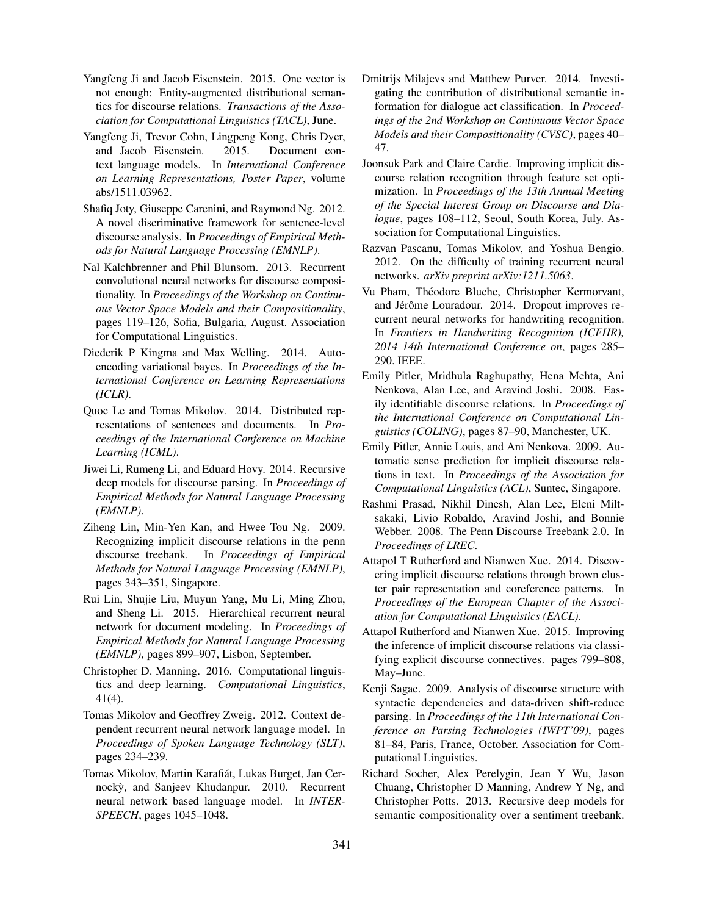Yangfeng Ji and Jacob Eisenstein. 2015. One vector is not enough: Entity-augmented distributional semantics for discourse relations. *Transactions of the Association for Computational Linguistics (TACL)*, June.

Yangfeng Ji, Trevor Cohn, Lingpeng Kong, Chris Dyer, and Jacob Eisenstein. 2015. Document context language models. In *International Conference on Learning Representations, Poster Paper*, volume abs/1511.03962.

Shafiq Joty, Giuseppe Carenini, and Raymond Ng. 2012. A novel discriminative framework for sentence-level discourse analysis. In *Proceedings of Empirical Methods for Natural Language Processing (EMNLP)*.

Nal Kalchbrenner and Phil Blunsom. 2013. Recurrent convolutional neural networks for discourse compositionality. In *Proceedings of the Workshop on Continuous Vector Space Models and their Compositionality*, pages 119–126, Sofia, Bulgaria, August. Association for Computational Linguistics.

Diederik P Kingma and Max Welling. 2014. Auto-encoding variational bayes. In *Proceedings of the International Conference on Learning Representations (ICLR)*.

Quoc Le and Tomas Mikolov. 2014. Distributed representations of sentences and documents. In *Proceedings of the International Conference on Machine Learning (ICML)*.

Jiwei Li, Rumeng Li, and Eduard Hovy. 2014. Recursive deep models for discourse parsing. In *Proceedings of Empirical Methods for Natural Language Processing (EMNLP)*.

Ziheng Lin, Min-Yen Kan, and Hwee Tou Ng. 2009. Recognizing implicit discourse relations in the penn discourse treebank. In *Proceedings of Empirical Methods for Natural Language Processing (EMNLP)*, pages 343–351, Singapore.

Rui Lin, Shujie Liu, Muyun Yang, Mu Li, Ming Zhou, and Sheng Li. 2015. Hierarchical recurrent neural network for document modeling. In *Proceedings of Empirical Methods for Natural Language Processing (EMNLP)*, pages 899–907, Lisbon, September.

Christopher D. Manning. 2016. Computational linguistics and deep learning. *Computational Linguistics*, 41(4).

Tomas Mikolov and Geoffrey Zweig. 2012. Context dependent recurrent neural network language model. In *Proceedings of Spoken Language Technology (SLT)*, pages 234–239.

Tomas Mikolov, Martin Karafiát, Lukas Burget, Jan Cernockỳ, and Sanjeev Khudanpur. 2010. Recurrent neural network based language model. In *INTERSPEECH*, pages 1045–1048.

Dmitrijs Milajevs and Matthew Purver. 2014. Investigating the contribution of distributional semantic information for dialogue act classification. In *Proceedings of the 2nd Workshop on Continuous Vector Space Models and their Compositionality (CVSC)*, pages 40–47.

Joonsuk Park and Claire Cardie. Improving implicit discourse relation recognition through feature set optimization. In *Proceedings of the 13th Annual Meeting of the Special Interest Group on Discourse and Dialogue*, pages 108–112, Seoul, South Korea, July. Association for Computational Linguistics.

Razvan Pascanu, Tomas Mikolov, and Yoshua Bengio. 2012. On the difficulty of training recurrent neural networks. *arXiv preprint arXiv:1211.5063*.

Vu Pham, Théodore Bluche, Christopher Kermorvant, and Jérôme Louradour. 2014. Dropout improves recurrent neural networks for handwriting recognition. In *Frontiers in Handwriting Recognition (ICFHR), 2014 14th International Conference on*, pages 285–290. IEEE.

Emily Pitler, Mridhula Raghupathy, Hena Mehta, Ani Nenkova, Alan Lee, and Aravind Joshi. 2008. Easily identifiable discourse relations. In *Proceedings of the International Conference on Computational Linguistics (COLING)*, pages 87–90, Manchester, UK.

Emily Pitler, Annie Louis, and Ani Nenkova. 2009. Automatic sense prediction for implicit discourse relations in text. In *Proceedings of the Association for Computational Linguistics (ACL)*, Suntec, Singapore.

Rashmi Prasad, Nikhil Dinesh, Alan Lee, Eleni Miltsakaki, Livio Robaldo, Aravind Joshi, and Bonnie Webber. 2008. The Penn Discourse Treebank 2.0. In *Proceedings of LREC*.

Attapol T Rutherford and Nianwen Xue. 2014. Discovering implicit discourse relations through brown cluster pair representation and coreference patterns. In *Proceedings of the European Chapter of the Association for Computational Linguistics (EACL)*.

Attapol Rutherford and Nianwen Xue. 2015. Improving the inference of implicit discourse relations via classifying explicit discourse connectives. pages 799–808, May–June.

Kenji Sagae. 2009. Analysis of discourse structure with syntactic dependencies and data-driven shift-reduce parsing. In *Proceedings of the 11th International Conference on Parsing Technologies (IWPT'09)*, pages 81–84, Paris, France, October. Association for Computational Linguistics.

Richard Socher, Alex Perelygin, Jean Y Wu, Jason Chuang, Christopher D Manning, Andrew Y Ng, and Christopher Potts. 2013. Recursive deep models for semantic compositionality over a sentiment treebank.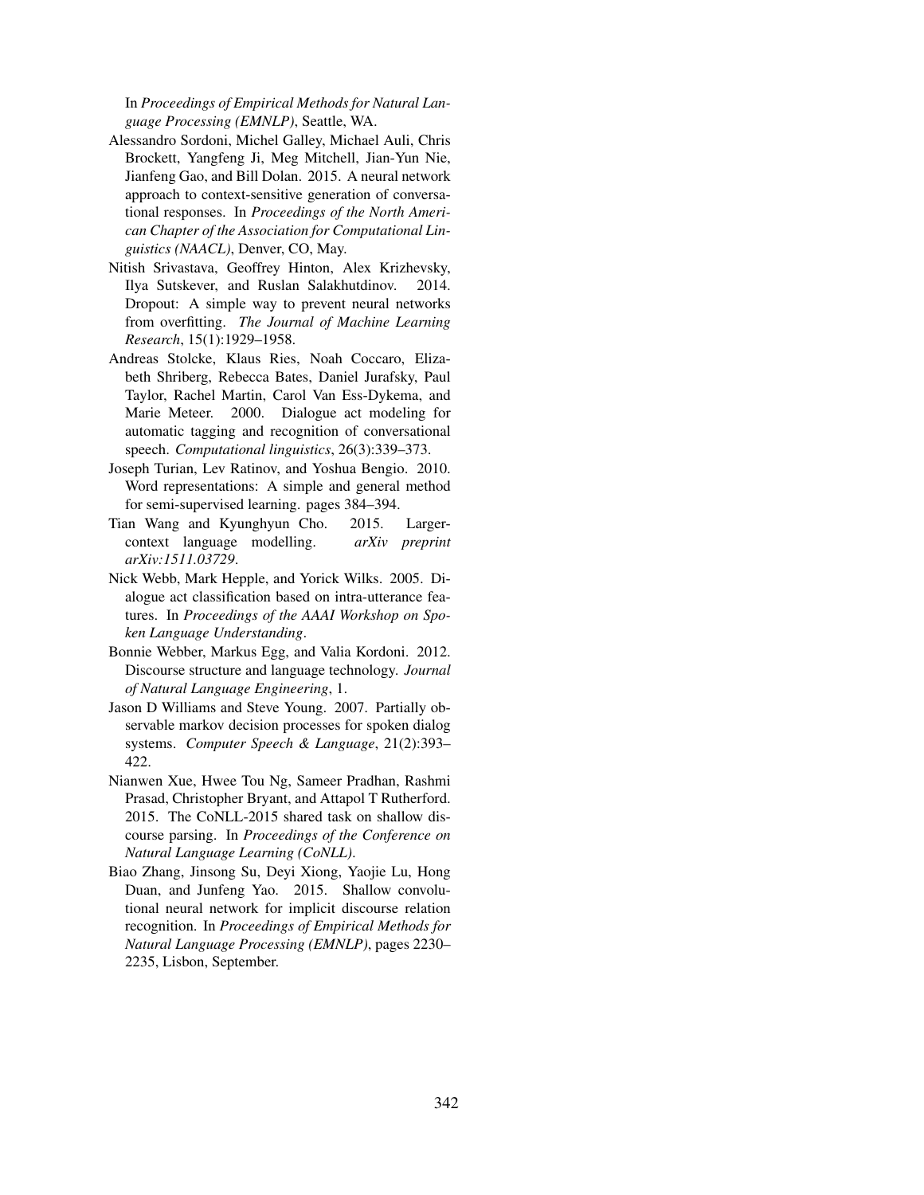In *Proceedings of Empirical Methods for Natural Language Processing (EMNLP)*, Seattle, WA.

Alessandro Sordoni, Michel Galley, Michael Auli, Chris Brockett, Yangfeng Ji, Meg Mitchell, Jian-Yun Nie, Jianfeng Gao, and Bill Dolan. 2015. A neural network approach to context-sensitive generation of conversational responses. In *Proceedings of the North American Chapter of the Association for Computational Linguistics (NAACL)*, Denver, CO, May.

Nitish Srivastava, Geoffrey Hinton, Alex Krizhevsky, Ilya Sutskever, and Ruslan Salakhutdinov. 2014. Dropout: A simple way to prevent neural networks from overfitting. *The Journal of Machine Learning Research*, 15(1):1929–1958.

Andreas Stolcke, Klaus Ries, Noah Coccaro, Elizabeth Shriberg, Rebecca Bates, Daniel Jurafsky, Paul Taylor, Rachel Martin, Carol Van Ess-Dykema, and Marie Meteer. 2000. Dialogue act modeling for automatic tagging and recognition of conversational speech. *Computational linguistics*, 26(3):339–373.

Joseph Turian, Lev Ratinov, and Yoshua Bengio. 2010. Word representations: A simple and general method for semi-supervised learning. pages 384–394.

Tian Wang and Kyunghyun Cho. 2015. Larger-context language modelling. *arXiv preprint arXiv:1511.03729*.

Nick Webb, Mark Hepple, and Yorick Wilks. 2005. Dialogue act classification based on intra-utterance features. In *Proceedings of the AAAI Workshop on Spoken Language Understanding*.

Bonnie Webber, Markus Egg, and Valia Kordoni. 2012. Discourse structure and language technology. *Journal of Natural Language Engineering*, 1.

Jason D Williams and Steve Young. 2007. Partially observable markov decision processes for spoken dialog systems. *Computer Speech & Language*, 21(2):393–422.

Nianwen Xue, Hwee Tou Ng, Sameer Pradhan, Rashmi Prasad, Christopher Bryant, and Attapol T Rutherford. 2015. The CoNLL-2015 shared task on shallow discourse parsing. In *Proceedings of the Conference on Natural Language Learning (CoNLL)*.

Biao Zhang, Jinsong Su, Deyi Xiong, Yaojie Lu, Hong Duan, and Junfeng Yao. 2015. Shallow convolutional neural network for implicit discourse relation recognition. In *Proceedings of Empirical Methods for Natural Language Processing (EMNLP)*, pages 2230–2235, Lisbon, September.